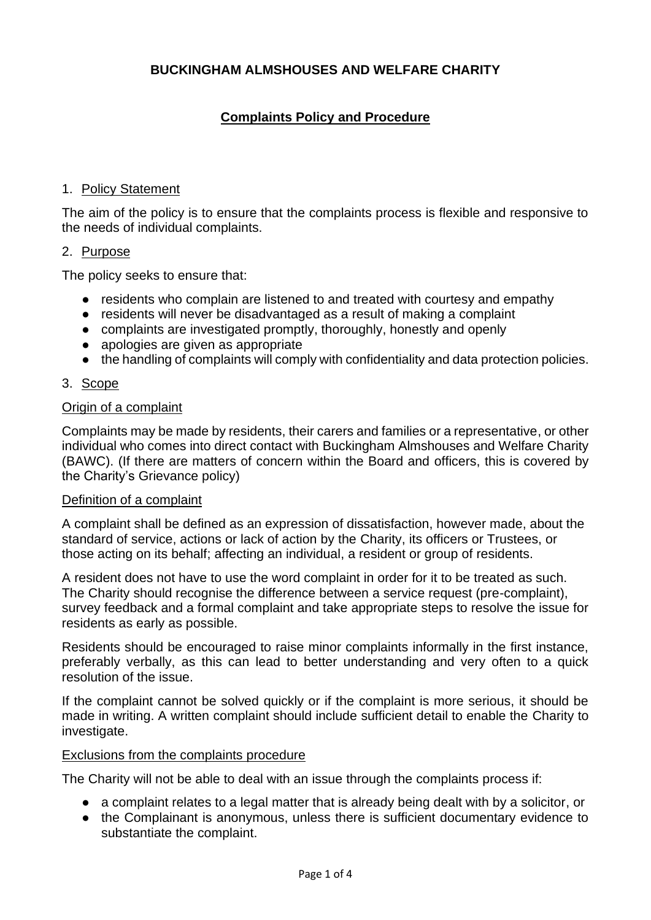# BUCKINGHAM ALMSHOUSES AND WELFARE CHARITY

## Complaints Policy and Procedure

### 1. Policy Statement

The aim of the policy is to ensure that the complaints process is flexible and responsive to the needs of individual complaints.

### 2. Purpose

The policy seeks to ensure that:

- residents who complain are listened to and treated with courtesy and empathy
- residents will never be disadvantaged as a result of making a complaint
- complaints are investigated promptly, thoroughly, honestly and openly
- apologies are given as appropriate
- the handling of complaints will comply with confidentiality and data protection policies.

### 3. Scope

#### Origin of a complaint

Complaints may be made by residents, their carers and families or a representative, or other individual who comes into direct contact with Buckingham Almshouses and Welfare Charity (BAWC). (If there are matters of concern within the Board and officers, this is covered by the Charity's Grievance policy)

#### Definition of a complaint

A complaint shall be defined as an expression of dissatisfaction, however made, about the standard of service, actions or lack of action by the Charity, its officers or Trustees, or those acting on its behalf; affecting an individual, a resident or group of residents.

A resident does not have to use the word complaint in order for it to be treated as such. The Charity should recognise the difference between a service request (pre-complaint), survey feedback and a formal complaint and take appropriate steps to resolve the issue for residents as early as possible.

Residents should be encouraged to raise minor complaints informally in the first instance, preferably verbally, as this can lead to better understanding and very often to a quick resolution of the issue.

If the complaint cannot be solved quickly or if the complaint is more serious, it should be made in writing. A written complaint should include sufficient detail to enable the Charity to investigate.

#### Exclusions from the complaints procedure

The Charity will not be able to deal with an issue through the complaints process if:

- a complaint relates to a legal matter that is already being dealt with by a solicitor, or
- the Complainant is anonymous, unless there is sufficient documentary evidence to substantiate the complaint.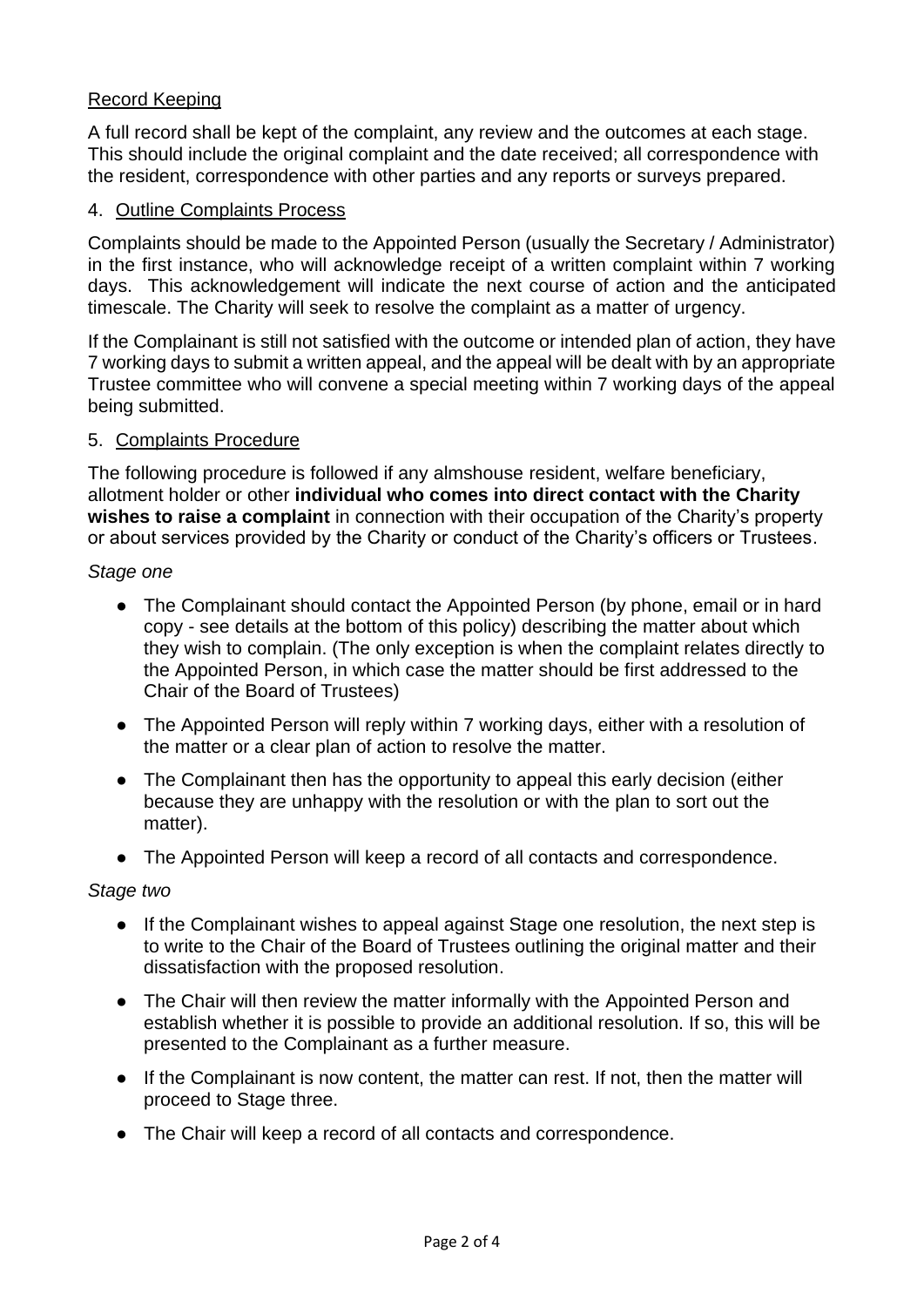Record Keeping

A full record shall be kept of the complaint, any review and the outcomes at each stage. This should include the original complaint and the date received; all correspondence with the resident, correspondence with other parties and any reports or surveys prepared.

## 4. Outline Complaints Process

Complaints should be made to the Appointed Person (usually the Secretary / Administrator) in the first instance, who will acknowledge receipt of a written complaint within 7 working days. This acknowledgement will indicate the next course of action and the anticipated timescale. The Charity will seek to resolve the complaint as a matter of urgency.

If the Complainant is still not satisfied with the outcome or intended plan of action, they have 7 working days to submit a written appeal, and the appeal will be dealt with by an appropriate Trustee committee who will convene a special meeting within 7 working days of the appeal being submitted.

## 5. Complaints Procedure

The following procedure is followed if any almshouse resident, welfare beneficiary, allotment holder or other **individual who comes into direct contact with the Charity wishes to raise a complaint** in connection with their occupation of the Charity's property or about services provided by the Charity or conduct of the Charity's officers or Trustees.

*Stage one*

- The Complainant should contact the Appointed Person (by phone, email or in hard copy - see details at the bottom of this policy) describing the matter about which they wish to complain. (The only exception is when the complaint relates directly to the Appointed Person, in which case the matter should be first addressed to the Chair of the Board of Trustees)
- The Appointed Person will reply within 7 working days, either with a resolution of the matter or a clear plan of action to resolve the matter.
- The Complainant then has the opportunity to appeal this early decision (either because they are unhappy with the resolution or with the plan to sort out the matter).
- The Appointed Person will keep a record of all contacts and correspondence.

*Stage two*

- If the Complainant wishes to appeal against Stage one resolution, the next step is to write to the Chair of the Board of Trustees outlining the original matter and their dissatisfaction with the proposed resolution.
- The Chair will then review the matter informally with the Appointed Person and establish whether it is possible to provide an additional resolution. If so, this will be presented to the Complainant as a further measure.
- If the Complainant is now content, the matter can rest. If not, then the matter will proceed to Stage three.
- The Chair will keep a record of all contacts and correspondence.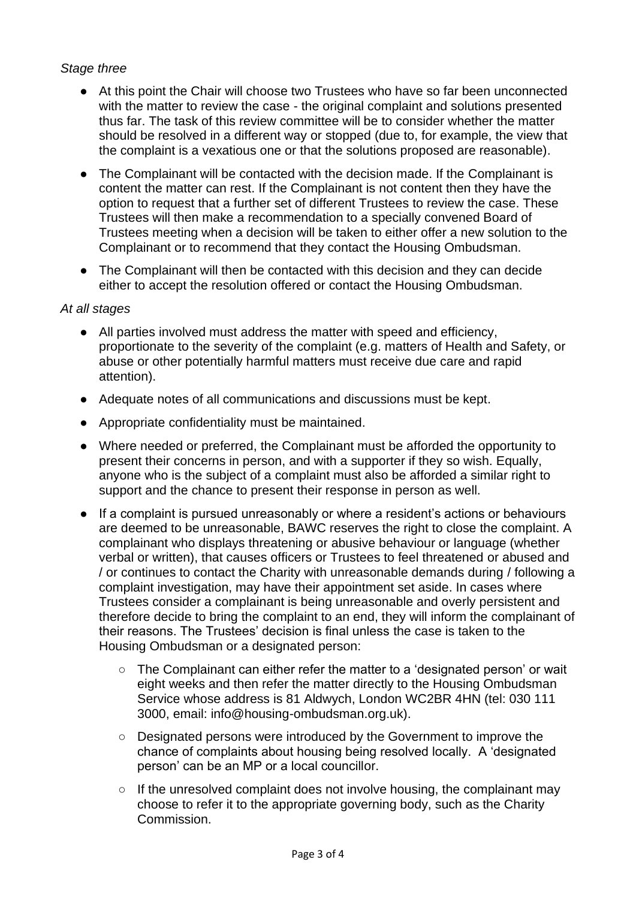*Stage three*

- At this point the Chair will choose two Trustees who have so far been unconnected with the matter to review the case - the original complaint and solutions presented thus far. The task of this review committee will be to consider whether the matter should be resolved in a different way or stopped (due to, for example, the view that the complaint is a vexatious one or that the solutions proposed are reasonable).
- The Complainant will be contacted with the decision made. If the Complainant is content the matter can rest. If the Complainant is not content then they have the option to request that a further set of different Trustees to review the case. These Trustees will then make a recommendation to a specially convened Board of Trustees meeting when a decision will be taken to either offer a new solution to the Complainant or to recommend that they contact the Housing Ombudsman.
- The Complainant will then be contacted with this decision and they can decide either to accept the resolution offered or contact the Housing Ombudsman.

*At all stages*

- All parties involved must address the matter with speed and efficiency, proportionate to the severity of the complaint (e.g. matters of Health and Safety, or abuse or other potentially harmful matters must receive due care and rapid attention).
- Adequate notes of all communications and discussions must be kept.
- Appropriate confidentiality must be maintained.
- Where needed or preferred, the Complainant must be afforded the opportunity to present their concerns in person, and with a supporter if they so wish. Equally, anyone who is the subject of a complaint must also be afforded a similar right to support and the chance to present their response in person as well.
- If a complaint is pursued unreasonably or where a resident's actions or behaviours are deemed to be unreasonable, BAWC reserves the right to close the complaint. A complainant who displays threatening or abusive behaviour or language (whether verbal or written), that causes officers or Trustees to feel threatened or abused and / or continues to contact the Charity with unreasonable demands during / following a complaint investigation, may have their appointment set aside. In cases where Trustees consider a complainant is being unreasonable and overly persistent and therefore decide to bring the complaint to an end, they will inform the complainant of their reasons. The Trustees' decision is final unless the case is taken to the Housing Ombudsman or a designated person:
  - The Complainant can either refer the matter to a 'designated person' or wait eight weeks and then refer the matter directly to the Housing Ombudsman Service whose address is 81 Aldwych, London WC2BR 4HN (tel: 030 111 3000, email: info@housing-ombudsman.org.uk).
  - Designated persons were introduced by the Government to improve the chance of complaints about housing being resolved locally. A 'designated person' can be an MP or a local councillor.
  - If the unresolved complaint does not involve housing, the complainant may choose to refer it to the appropriate governing body, such as the Charity Commission.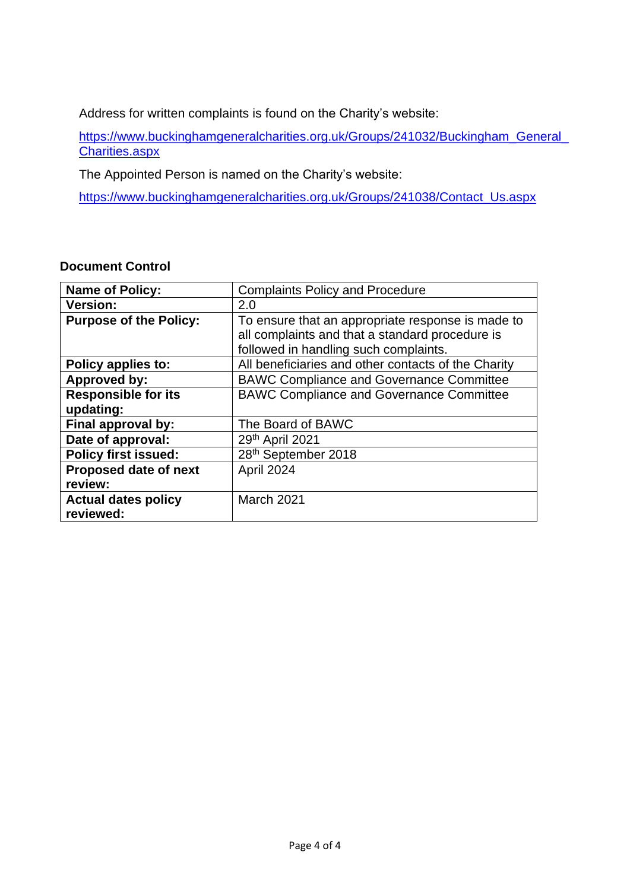Address for written complaints is found on the Charity's website:

https://www.buckinghamgeneralcharities.org.uk/Groups/241032/Buckingham_General_Charities.aspx

The Appointed Person is named on the Charity's website:

https://www.buckinghamgeneralcharities.org.uk/Groups/241038/Contact_Us.aspx

**Document Control**

| | |
|---|---|
| **Name of Policy:** | Complaints Policy and Procedure |
| **Version:** | 2.0 |
| **Purpose of the Policy:** | To ensure that an appropriate response is made to all complaints and that a standard procedure is followed in handling such complaints. |
| **Policy applies to:** | All beneficiaries and other contacts of the Charity |
| **Approved by:** | BAWC Compliance and Governance Committee |
| **Responsible for its updating:** | BAWC Compliance and Governance Committee |
| **Final approval by:** | The Board of BAWC |
| **Date of approval:** | 29th April 2021 |
| **Policy first issued:** | 28th September 2018 |
| **Proposed date of next review:** | April 2024 |
| **Actual dates policy reviewed:** | March 2021 |